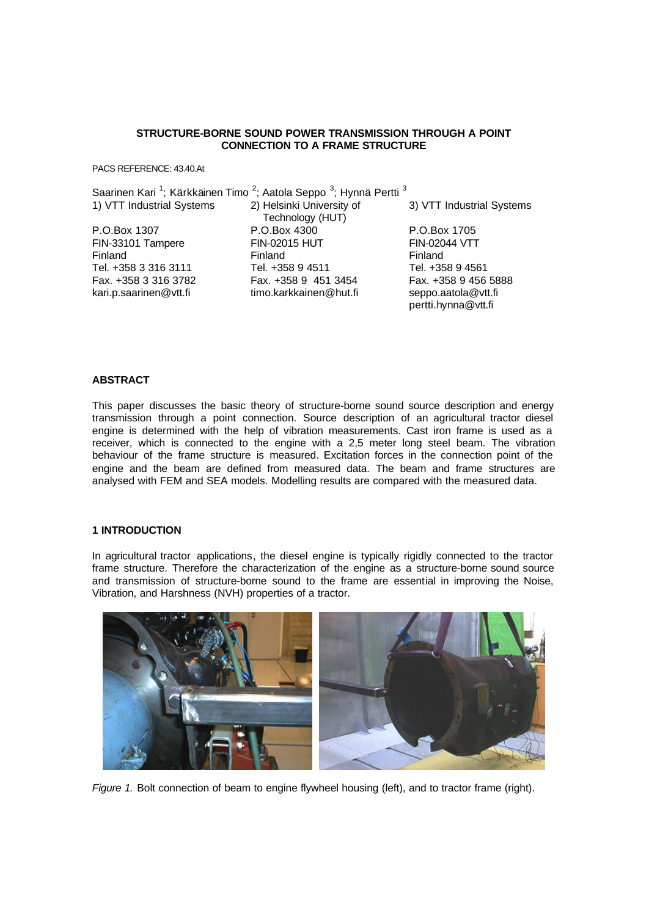**STRUCTURE-BORNE SOUND POWER TRANSMISSION THROUGH A POINT CONNECTION TO A FRAME STRUCTURE**

PACS REFERENCE: 43.40.At

Saarinen Kari [1]; Kärkkäinen Timo [2]; Aatola Seppo [3]; Hynnä Pertti [3]

1) VTT Industrial Systems
P.O.Box 1307
FIN-33101 Tampere
Finland
Tel. +358 3 316 3111
Fax. +358 3 316 3782
kari.p.saarinen@vtt.fi

2) Helsinki University of Technology (HUT)
P.O.Box 4300
FIN-02015 HUT
Finland
Tel. +358 9 4511
Fax. +358 9 451 3454
timo.karkkainen@hut.fi

3) VTT Industrial Systems
P.O.Box 1705
FIN-02044 VTT
Finland
Tel. +358 9 4561
Fax. +358 9 456 5888
seppo.aatola@vtt.fi
pertti.hynna@vtt.fi

## ABSTRACT

This paper discusses the basic theory of structure-borne sound source description and energy transmission through a point connection. Source description of an agricultural tractor diesel engine is determined with the help of vibration measurements. Cast iron frame is used as a receiver, which is connected to the engine with a 2,5 meter long steel beam. The vibration behaviour of the frame structure is measured. Excitation forces in the connection point of the engine and the beam are defined from measured data. The beam and frame structures are analysed with FEM and SEA models. Modelling results are compared with the measured data.

## 1 INTRODUCTION

In agricultural tractor applications, the diesel engine is typically rigidly connected to the tractor frame structure. Therefore the characterization of the engine as a structure-borne sound source and transmission of structure-borne sound to the frame are essential in improving the Noise, Vibration, and Harshness (NVH) properties of a tractor.

*Figure 1.* Bolt connection of beam to engine flywheel housing (left), and to tractor frame (right).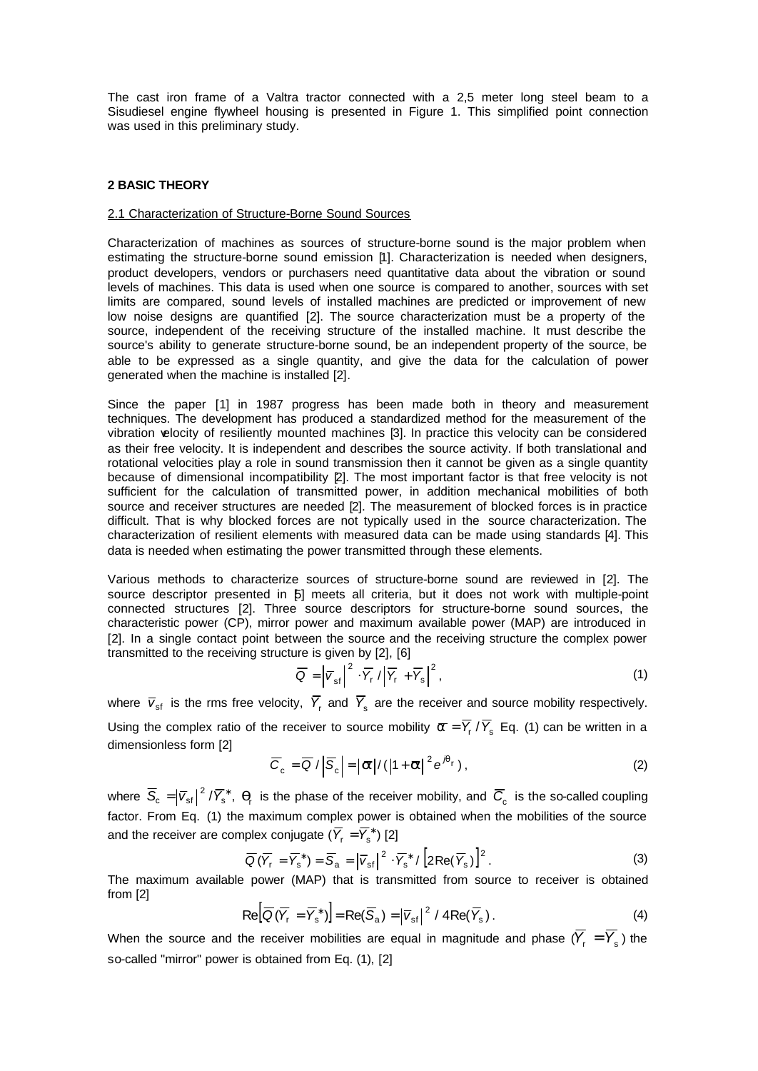The cast iron frame of a Valtra tractor connected with a 2,5 meter long steel beam to a Sisudiesel engine flywheel housing is presented in Figure 1. This simplified point connection was used in this preliminary study.

## 2 BASIC THEORY

### 2.1 Characterization of Structure-Borne Sound Sources

Characterization of machines as sources of structure-borne sound is the major problem when estimating the structure-borne sound emission [1]. Characterization is needed when designers, product developers, vendors or purchasers need quantitative data about the vibration or sound levels of machines. This data is used when one source is compared to another, sources with set limits are compared, sound levels of installed machines are predicted or improvement of new low noise designs are quantified [2]. The source characterization must be a property of the source, independent of the receiving structure of the installed machine. It must describe the source's ability to generate structure-borne sound, be an independent property of the source, be able to be expressed as a single quantity, and give the data for the calculation of power generated when the machine is installed [2].

Since the paper [1] in 1987 progress has been made both in theory and measurement techniques. The development has produced a standardized method for the measurement of the vibration velocity of resiliently mounted machines [3]. In practice this velocity can be considered as their free velocity. It is independent and describes the source activity. If both translational and rotational velocities play a role in sound transmission then it cannot be given as a single quantity because of dimensional incompatibility [2]. The most important factor is that free velocity is not sufficient for the calculation of transmitted power, in addition mechanical mobilities of both source and receiver structures are needed [2]. The measurement of blocked forces is in practice difficult. That is why blocked forces are not typically used in the source characterization. The characterization of resilient elements with measured data can be made using standards [4]. This data is needed when estimating the power transmitted through these elements.

Various methods to characterize sources of structure-borne sound are reviewed in [2]. The source descriptor presented in [5] meets all criteria, but it does not work with multiple-point connected structures [2]. Three source descriptors for structure-borne sound sources, the characteristic power (CP), mirror power and maximum available power (MAP) are introduced in [2]. In a single contact point between the source and the receiving structure the complex power transmitted to the receiving structure is given by [2], [6]

$$\overline{Q} = \left|\overline{v}_{\mathrm{sf}}\right|^2 \cdot \overline{Y}_{\mathrm{r}} / \left|\overline{Y}_{\mathrm{r}} + \overline{Y}_{\mathrm{s}}\right|^2 , \tag{1}$$

where $\overline{v}_{\mathrm{sf}}$ is the rms free velocity, $\overline{Y}_{\mathrm{r}}$ and $\overline{Y}_{\mathrm{s}}$ are the receiver and source mobility respectively. Using the complex ratio of the receiver to source mobility $\overline{\alpha} = \overline{Y}_{\mathrm{r}} / \overline{Y}_{\mathrm{s}}$ Eq. (1) can be written in a dimensionless form [2]

$$\overline{C}_{\mathrm{c}} = \overline{Q} / \left|\overline{S}_{\mathrm{c}}\right| = \left|\overline{\alpha}\right| / (\left|1+\overline{\alpha}\right|^2 e^{j\theta_{\mathrm{r}}}) , \tag{2}$$

where $\overline{S}_{\mathrm{c}} = \left|\overline{v}_{\mathrm{sf}}\right|^2 / \overline{Y}_{\mathrm{s}}^*$, $\theta_{\mathrm{r}}$ is the phase of the receiver mobility, and $\overline{C}_{\mathrm{c}}$ is the so-called coupling factor. From Eq. (1) the maximum complex power is obtained when the mobilities of the source and the receiver are complex conjugate ($\overline{Y}_{\mathrm{r}} = \overline{Y}_{\mathrm{s}}^*$) [2]

$$\overline{Q}(\overline{Y}_{\mathrm{r}} = \overline{Y}_{\mathrm{s}}^*) = \overline{S}_{\mathrm{a}} = \left|\overline{v}_{\mathrm{sf}}\right|^2 \cdot \overline{Y}_{\mathrm{s}}^* / \left[2\mathrm{Re}(\overline{Y}_{\mathrm{s}})\right]^2 . \tag{3}$$

The maximum available power (MAP) that is transmitted from source to receiver is obtained from [2]

$$\mathrm{Re}\left[\overline{Q}(\overline{Y}_{\mathrm{r}} = \overline{Y}_{\mathrm{s}}^*)\right] = \mathrm{Re}(\overline{S}_{\mathrm{a}}) = \left|\overline{v}_{\mathrm{sf}}\right|^2 / 4\mathrm{Re}(\overline{Y}_{\mathrm{s}}) . \tag{4}$$

When the source and the receiver mobilities are equal in magnitude and phase ($\overline{Y}_{\mathrm{r}} = \overline{Y}_{\mathrm{s}}$) the so-called "mirror" power is obtained from Eq. (1), [2]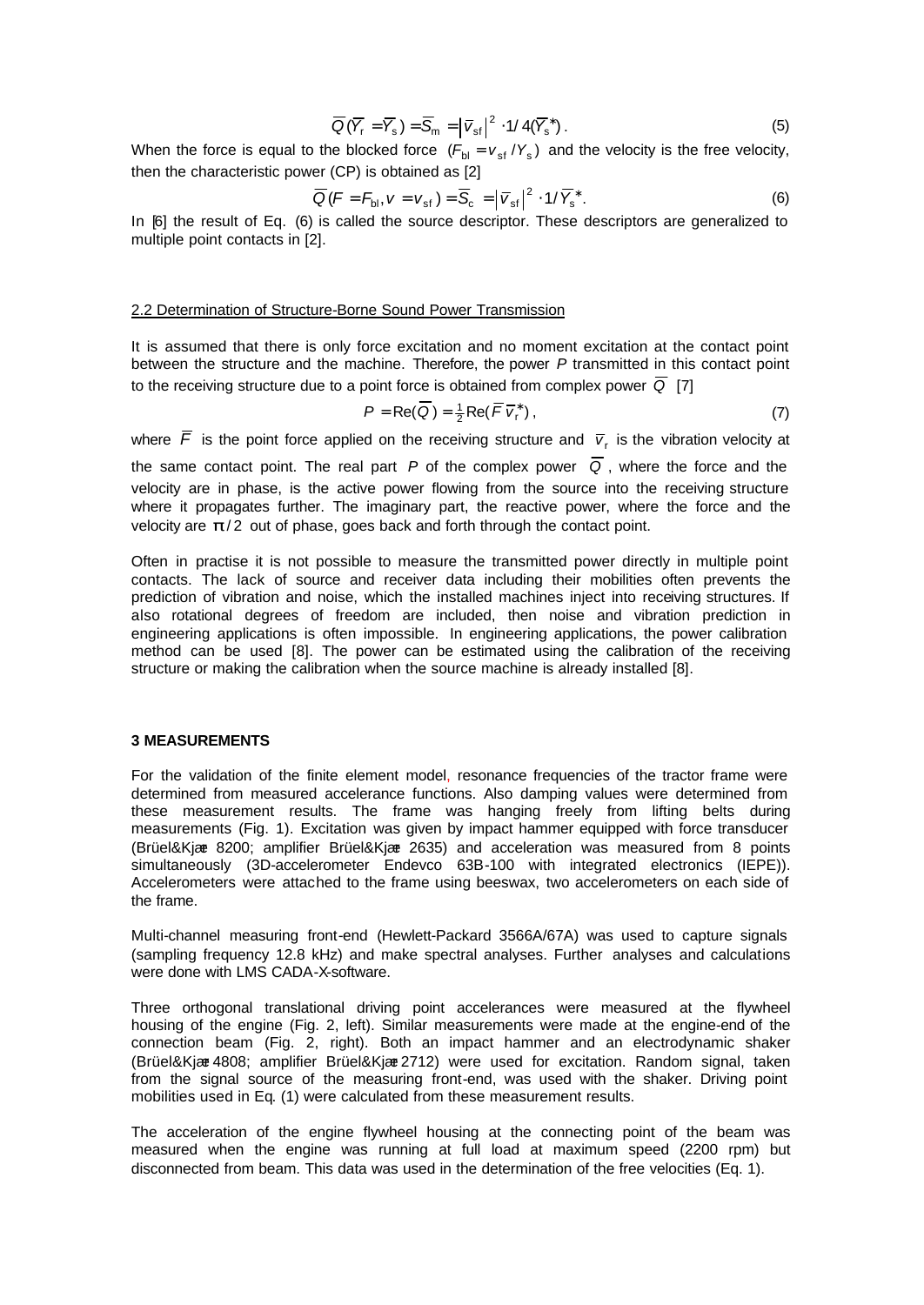$$\overline{Q}(\overline{Y}_r = \overline{Y}_s) = \overline{S}_m = \left|\overline{v}_{sf}\right|^2 \cdot 1/4(\overline{Y}_s^*) . \tag{5}$$

When the force is equal to the blocked force $(F_{bl} = v_{sf}/Y_s)$ and the velocity is the free velocity, then the characteristic power (CP) is obtained as [2]

$$\overline{Q}(F = F_{bl}, v = v_{sf}) = \overline{S}_c = \left|\overline{v}_{sf}\right|^2 \cdot 1/\overline{Y}_s^* . \tag{6}$$

In [6] the result of Eq. (6) is called the source descriptor. These descriptors are generalized to multiple point contacts in [2].

## 2.2 Determination of Structure-Borne Sound Power Transmission

It is assumed that there is only force excitation and no moment excitation at the contact point between the structure and the machine. Therefore, the power $P$ transmitted in this contact point to the receiving structure due to a point force is obtained from complex power $\overline{Q}$ [7]

$$P = \mathrm{Re}(\overline{Q}) = \tfrac{1}{2}\mathrm{Re}(\overline{F}\,\overline{v}_r^*) , \tag{7}$$

where $\overline{F}$ is the point force applied on the receiving structure and $\overline{v}_r$ is the vibration velocity at the same contact point. The real part $P$ of the complex power $\overline{Q}$, where the force and the velocity are in phase, is the active power flowing from the source into the receiving structure where it propagates further. The imaginary part, the reactive power, where the force and the velocity are $\pi/2$ out of phase, goes back and forth through the contact point.

Often in practise it is not possible to measure the transmitted power directly in multiple point contacts. The lack of source and receiver data including their mobilities often prevents the prediction of vibration and noise, which the installed machines inject into receiving structures. If also rotational degrees of freedom are included, then noise and vibration prediction in engineering applications is often impossible. In engineering applications, the power calibration method can be used [8]. The power can be estimated using the calibration of the receiving structure or making the calibration when the source machine is already installed [8].

## 3 MEASUREMENTS

For the validation of the finite element model, resonance frequencies of the tractor frame were determined from measured accelerance functions. Also damping values were determined from these measurement results. The frame was hanging freely from lifting belts during measurements (Fig. 1). Excitation was given by impact hammer equipped with force transducer (Brüel&Kjær 8200; amplifier Brüel&Kjær 2635) and acceleration was measured from 8 points simultaneously (3D-accelerometer Endevco 63B-100 with integrated electronics (IEPE)). Accelerometers were attached to the frame using beeswax, two accelerometers on each side of the frame.

Multi-channel measuring front-end (Hewlett-Packard 3566A/67A) was used to capture signals (sampling frequency 12.8 kHz) and make spectral analyses. Further analyses and calculations were done with LMS CADA-X-software.

Three orthogonal translational driving point accelerances were measured at the flywheel housing of the engine (Fig. 2, left). Similar measurements were made at the engine-end of the connection beam (Fig. 2, right). Both an impact hammer and an electrodynamic shaker (Brüel&Kjær 4808; amplifier Brüel&Kjær 2712) were used for excitation. Random signal, taken from the signal source of the measuring front-end, was used with the shaker. Driving point mobilities used in Eq. (1) were calculated from these measurement results.

The acceleration of the engine flywheel housing at the connecting point of the beam was measured when the engine was running at full load at maximum speed (2200 rpm) but disconnected from beam. This data was used in the determination of the free velocities (Eq. 1).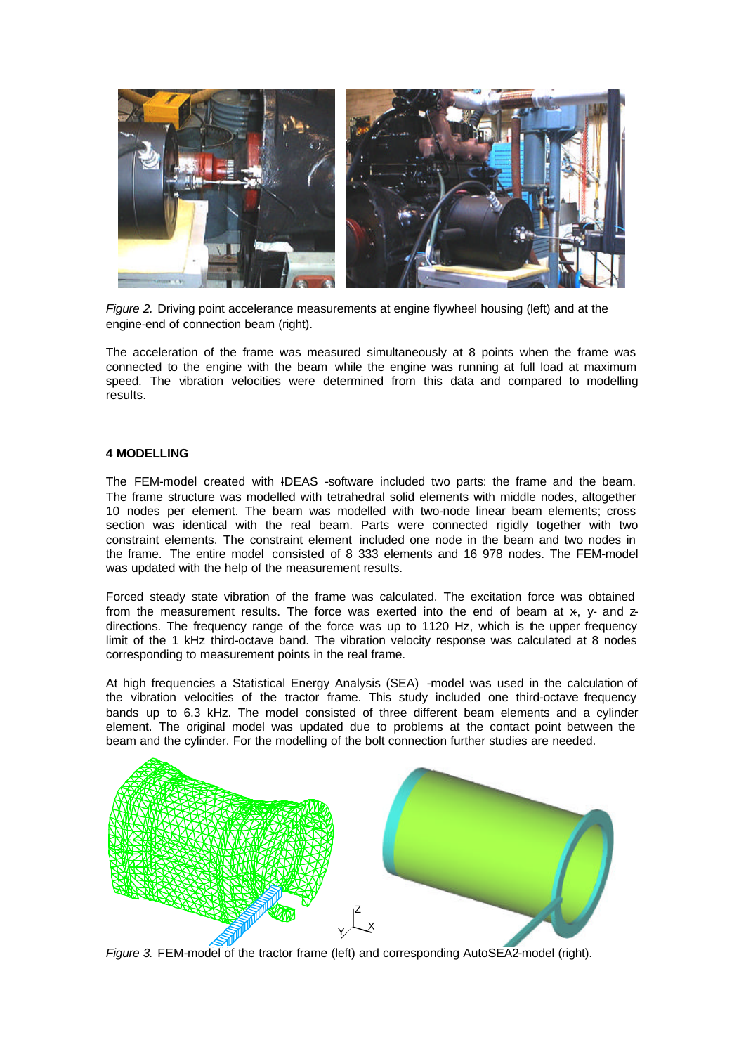*Figure 2.* Driving point accelerance measurements at engine flywheel housing (left) and at the engine-end of connection beam (right).

The acceleration of the frame was measured simultaneously at 8 points when the frame was connected to the engine with the beam while the engine was running at full load at maximum speed. The vibration velocities were determined from this data and compared to modelling results.

**4 MODELLING**

The FEM-model created with I-DEAS -software included two parts: the frame and the beam. The frame structure was modelled with tetrahedral solid elements with middle nodes, altogether 10 nodes per element. The beam was modelled with two-node linear beam elements; cross section was identical with the real beam. Parts were connected rigidly together with two constraint elements. The constraint element included one node in the beam and two nodes in the frame. The entire model consisted of 8 333 elements and 16 978 nodes. The FEM-model was updated with the help of the measurement results.

Forced steady state vibration of the frame was calculated. The excitation force was obtained from the measurement results. The force was exerted into the end of beam at x-, y- and z-directions. The frequency range of the force was up to 1120 Hz, which is the upper frequency limit of the 1 kHz third-octave band. The vibration velocity response was calculated at 8 nodes corresponding to measurement points in the real frame.

At high frequencies a Statistical Energy Analysis (SEA) -model was used in the calculation of the vibration velocities of the tractor frame. This study included one third-octave frequency bands up to 6.3 kHz. The model consisted of three different beam elements and a cylinder element. The original model was updated due to problems at the contact point between the beam and the cylinder. For the modelling of the bolt connection further studies are needed.

*Figure 3.* FEM-model of the tractor frame (left) and corresponding AutoSEA2-model (right).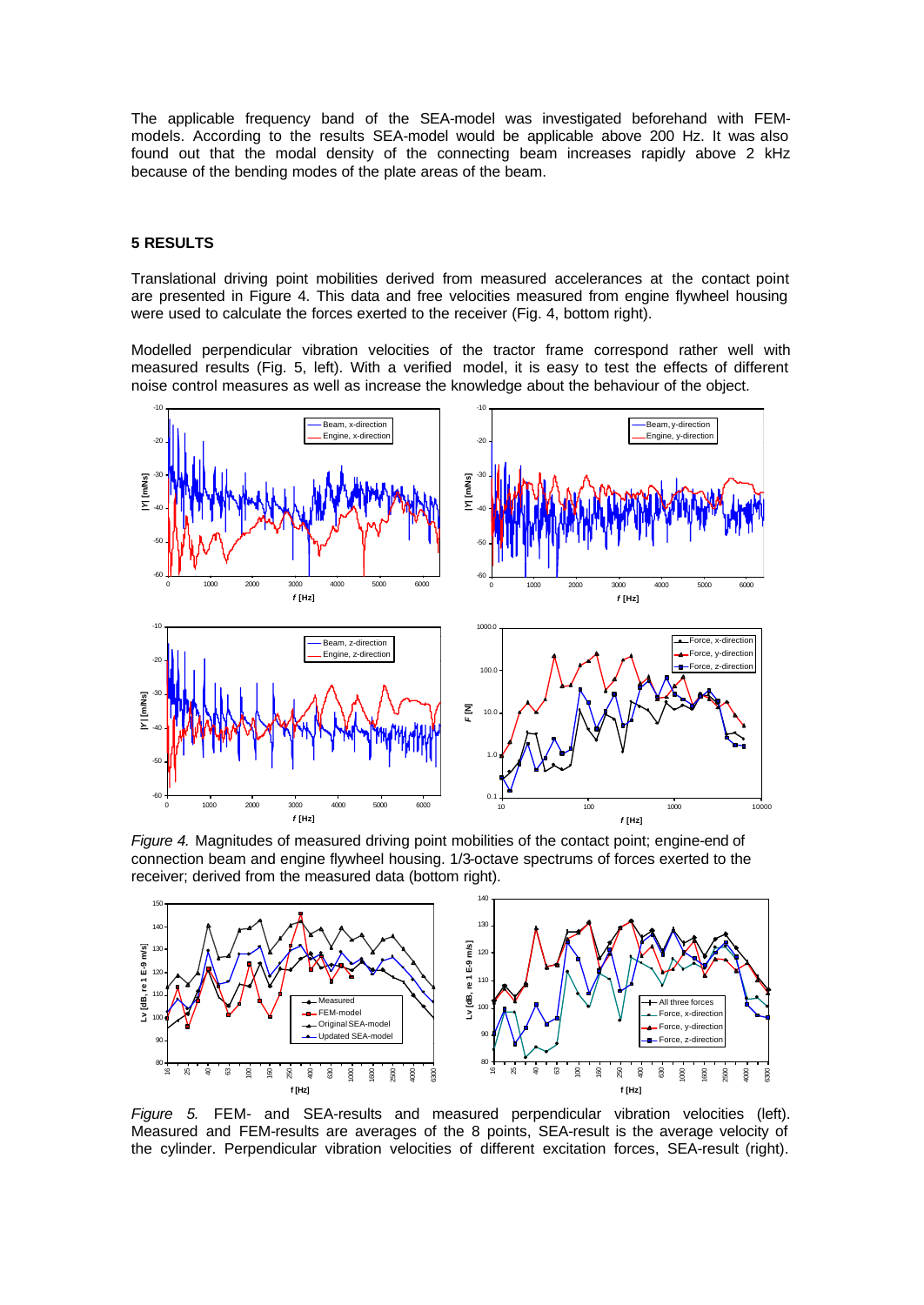The applicable frequency band of the SEA-model was investigated beforehand with FEM-models. According to the results SEA-model would be applicable above 200 Hz. It was also found out that the modal density of the connecting beam increases rapidly above 2 kHz because of the bending modes of the plate areas of the beam.

## 5 RESULTS

Translational driving point mobilities derived from measured accelerances at the contact point are presented in Figure 4. This data and free velocities measured from engine flywheel housing were used to calculate the forces exerted to the receiver (Fig. 4, bottom right).

Modelled perpendicular vibration velocities of the tractor frame correspond rather well with measured results (Fig. 5, left). With a verified model, it is easy to test the effects of different noise control measures as well as increase the knowledge about the behaviour of the object.

*Figure 4.* Magnitudes of measured driving point mobilities of the contact point; engine-end of connection beam and engine flywheel housing. 1/3-octave spectrums of forces exerted to the receiver; derived from the measured data (bottom right).

*Figure 5.* FEM- and SEA-results and measured perpendicular vibration velocities (left). Measured and FEM-results are averages of the 8 points, SEA-result is the average velocity of the cylinder. Perpendicular vibration velocities of different excitation forces, SEA-result (right).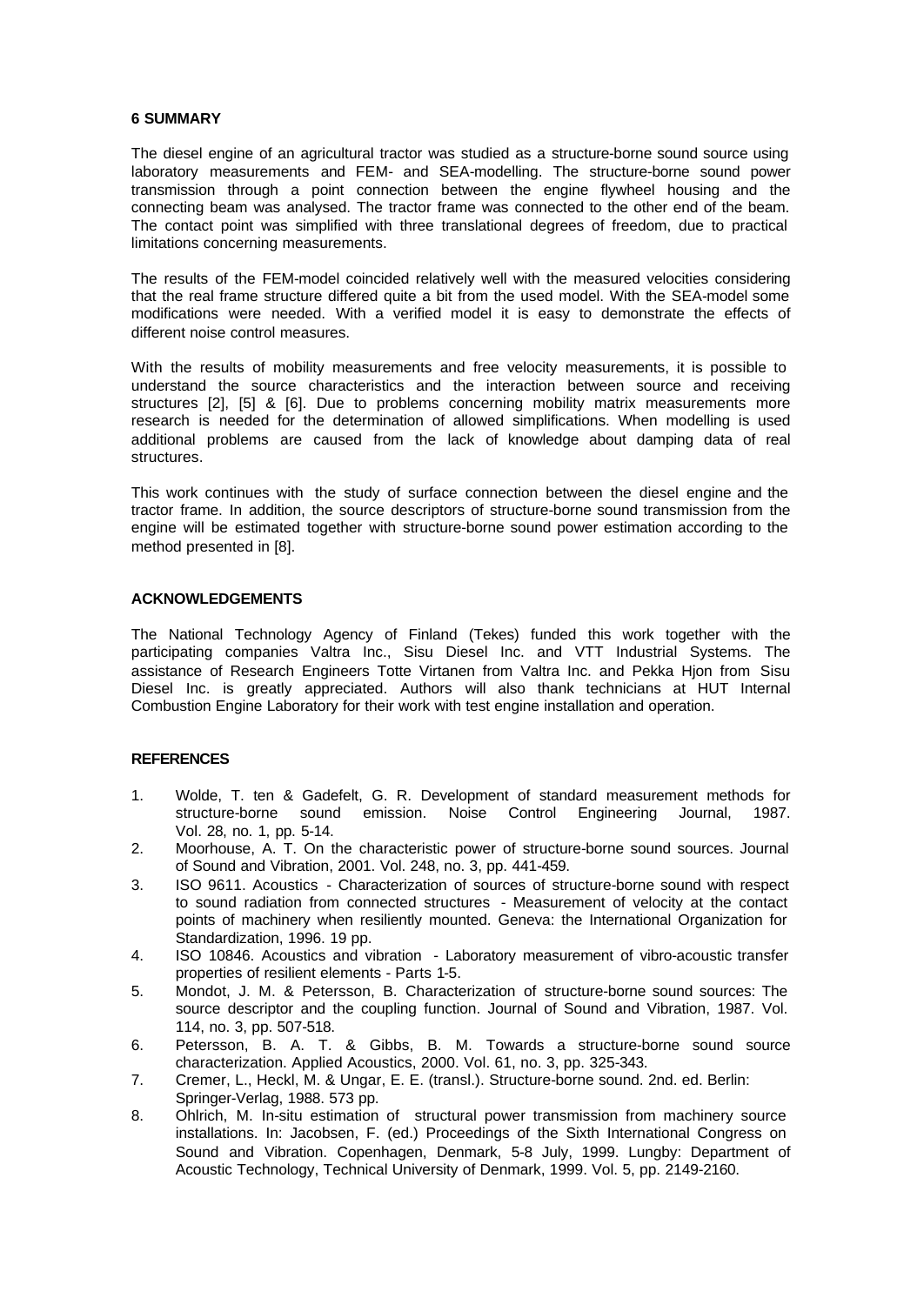## 6 SUMMARY

The diesel engine of an agricultural tractor was studied as a structure-borne sound source using laboratory measurements and FEM- and SEA-modelling. The structure-borne sound power transmission through a point connection between the engine flywheel housing and the connecting beam was analysed. The tractor frame was connected to the other end of the beam. The contact point was simplified with three translational degrees of freedom, due to practical limitations concerning measurements.

The results of the FEM-model coincided relatively well with the measured velocities considering that the real frame structure differed quite a bit from the used model. With the SEA-model some modifications were needed. With a verified model it is easy to demonstrate the effects of different noise control measures.

With the results of mobility measurements and free velocity measurements, it is possible to understand the source characteristics and the interaction between source and receiving structures [2], [5] & [6]. Due to problems concerning mobility matrix measurements more research is needed for the determination of allowed simplifications. When modelling is used additional problems are caused from the lack of knowledge about damping data of real structures.

This work continues with the study of surface connection between the diesel engine and the tractor frame. In addition, the source descriptors of structure-borne sound transmission from the engine will be estimated together with structure-borne sound power estimation according to the method presented in [8].

## ACKNOWLEDGEMENTS

The National Technology Agency of Finland (Tekes) funded this work together with the participating companies Valtra Inc., Sisu Diesel Inc. and VTT Industrial Systems. The assistance of Research Engineers Totte Virtanen from Valtra Inc. and Pekka Hjon from Sisu Diesel Inc. is greatly appreciated. Authors will also thank technicians at HUT Internal Combustion Engine Laboratory for their work with test engine installation and operation.

## REFERENCES

1. Wolde, T. ten & Gadefelt, G. R. Development of standard measurement methods for structure-borne sound emission. Noise Control Engineering Journal, 1987. Vol. 28, no. 1, pp. 5-14.
2. Moorhouse, A. T. On the characteristic power of structure-borne sound sources. Journal of Sound and Vibration, 2001. Vol. 248, no. 3, pp. 441-459.
3. ISO 9611. Acoustics - Characterization of sources of structure-borne sound with respect to sound radiation from connected structures - Measurement of velocity at the contact points of machinery when resiliently mounted. Geneva: the International Organization for Standardization, 1996. 19 pp.
4. ISO 10846. Acoustics and vibration - Laboratory measurement of vibro-acoustic transfer properties of resilient elements - Parts 1-5.
5. Mondot, J. M. & Petersson, B. Characterization of structure-borne sound sources: The source descriptor and the coupling function. Journal of Sound and Vibration, 1987. Vol. 114, no. 3, pp. 507-518.
6. Petersson, B. A. T. & Gibbs, B. M. Towards a structure-borne sound source characterization. Applied Acoustics, 2000. Vol. 61, no. 3, pp. 325-343.
7. Cremer, L., Heckl, M. & Ungar, E. E. (transl.). Structure-borne sound. 2nd. ed. Berlin: Springer-Verlag, 1988. 573 pp.
8. Ohlrich, M. In-situ estimation of structural power transmission from machinery source installations. In: Jacobsen, F. (ed.) Proceedings of the Sixth International Congress on Sound and Vibration. Copenhagen, Denmark, 5-8 July, 1999. Lungby: Department of Acoustic Technology, Technical University of Denmark, 1999. Vol. 5, pp. 2149-2160.